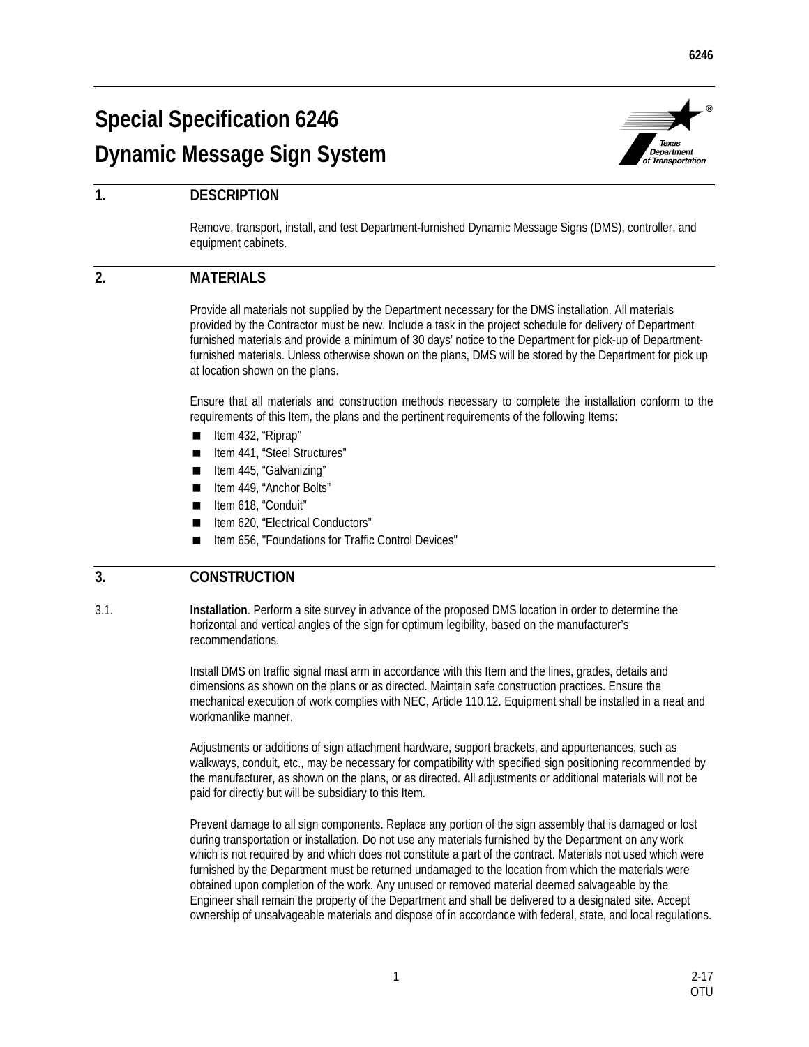# Special Specification 6246
# Dynamic Message Sign System

## 1. DESCRIPTION

Remove, transport, install, and test Department-furnished Dynamic Message Signs (DMS), controller, and equipment cabinets.

## 2. MATERIALS

Provide all materials not supplied by the Department necessary for the DMS installation. All materials provided by the Contractor must be new. Include a task in the project schedule for delivery of Department furnished materials and provide a minimum of 30 days' notice to the Department for pick-up of Department-furnished materials. Unless otherwise shown on the plans, DMS will be stored by the Department for pick up at location shown on the plans.

Ensure that all materials and construction methods necessary to complete the installation conform to the requirements of this Item, the plans and the pertinent requirements of the following Items:

- Item 432, "Riprap"
- Item 441, "Steel Structures"
- Item 445, "Galvanizing"
- Item 449, "Anchor Bolts"
- Item 618, "Conduit"
- Item 620, "Electrical Conductors"
- Item 656, "Foundations for Traffic Control Devices"

## 3. CONSTRUCTION

3.1. **Installation**. Perform a site survey in advance of the proposed DMS location in order to determine the horizontal and vertical angles of the sign for optimum legibility, based on the manufacturer's recommendations.

Install DMS on traffic signal mast arm in accordance with this Item and the lines, grades, details and dimensions as shown on the plans or as directed. Maintain safe construction practices. Ensure the mechanical execution of work complies with NEC, Article 110.12. Equipment shall be installed in a neat and workmanlike manner.

Adjustments or additions of sign attachment hardware, support brackets, and appurtenances, such as walkways, conduit, etc., may be necessary for compatibility with specified sign positioning recommended by the manufacturer, as shown on the plans, or as directed. All adjustments or additional materials will not be paid for directly but will be subsidiary to this Item.

Prevent damage to all sign components. Replace any portion of the sign assembly that is damaged or lost during transportation or installation. Do not use any materials furnished by the Department on any work which is not required by and which does not constitute a part of the contract. Materials not used which were furnished by the Department must be returned undamaged to the location from which the materials were obtained upon completion of the work. Any unused or removed material deemed salvageable by the Engineer shall remain the property of the Department and shall be delivered to a designated site. Accept ownership of unsalvageable materials and dispose of in accordance with federal, state, and local regulations.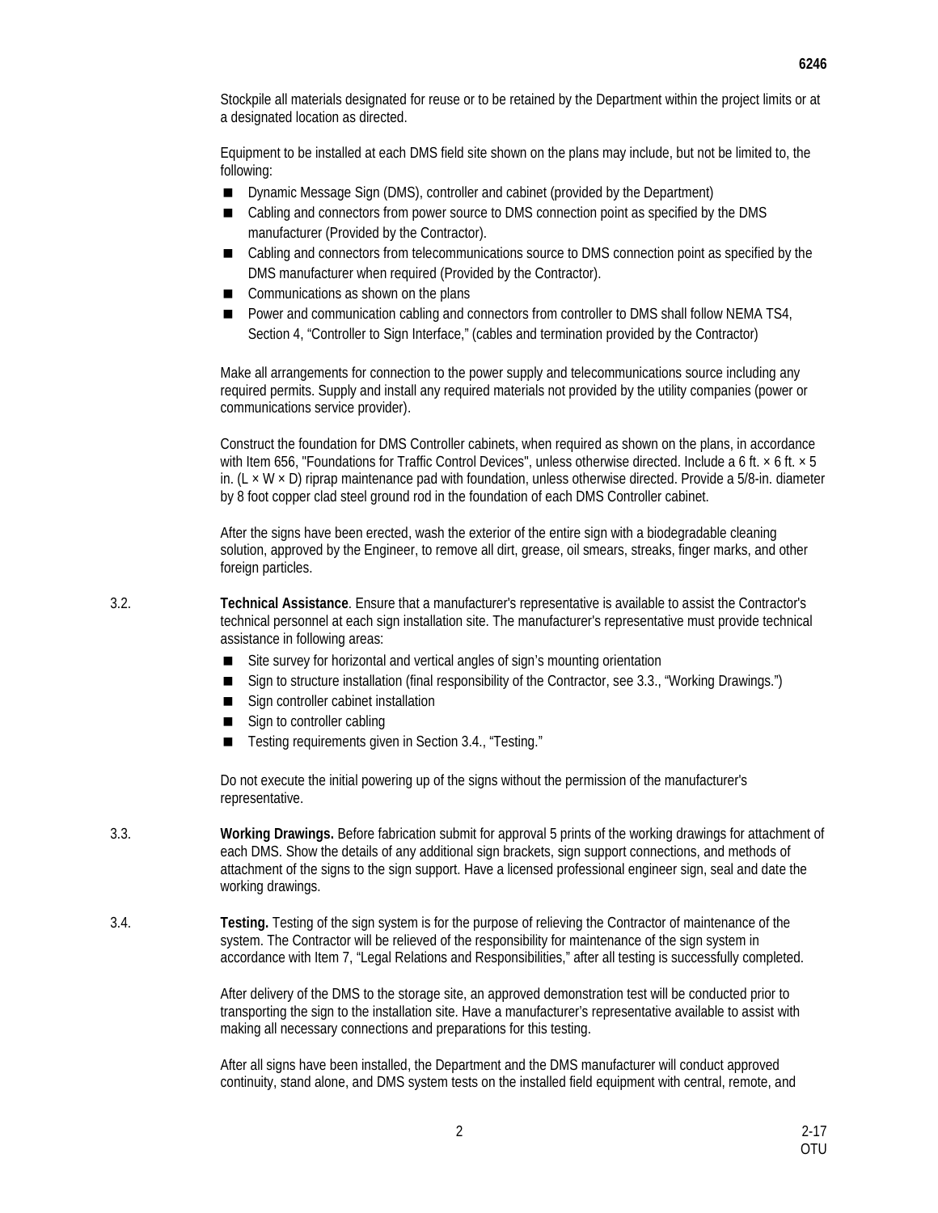Stockpile all materials designated for reuse or to be retained by the Department within the project limits or at a designated location as directed.

Equipment to be installed at each DMS field site shown on the plans may include, but not be limited to, the following:

- Dynamic Message Sign (DMS), controller and cabinet (provided by the Department)
- Cabling and connectors from power source to DMS connection point as specified by the DMS manufacturer (Provided by the Contractor).
- Cabling and connectors from telecommunications source to DMS connection point as specified by the DMS manufacturer when required (Provided by the Contractor).
- Communications as shown on the plans
- Power and communication cabling and connectors from controller to DMS shall follow NEMA TS4, Section 4, "Controller to Sign Interface," (cables and termination provided by the Contractor)

Make all arrangements for connection to the power supply and telecommunications source including any required permits. Supply and install any required materials not provided by the utility companies (power or communications service provider).

Construct the foundation for DMS Controller cabinets, when required as shown on the plans, in accordance with Item 656, "Foundations for Traffic Control Devices", unless otherwise directed. Include a 6 ft. × 6 ft. × 5 in. (L × W × D) riprap maintenance pad with foundation, unless otherwise directed. Provide a 5/8-in. diameter by 8 foot copper clad steel ground rod in the foundation of each DMS Controller cabinet.

After the signs have been erected, wash the exterior of the entire sign with a biodegradable cleaning solution, approved by the Engineer, to remove all dirt, grease, oil smears, streaks, finger marks, and other foreign particles.

3.2. **Technical Assistance**. Ensure that a manufacturer's representative is available to assist the Contractor's technical personnel at each sign installation site. The manufacturer's representative must provide technical assistance in following areas:

- Site survey for horizontal and vertical angles of sign's mounting orientation
- Sign to structure installation (final responsibility of the Contractor, see 3.3., "Working Drawings.")
- Sign controller cabinet installation
- Sign to controller cabling
- Testing requirements given in Section 3.4., "Testing."

Do not execute the initial powering up of the signs without the permission of the manufacturer's representative.

3.3. **Working Drawings.** Before fabrication submit for approval 5 prints of the working drawings for attachment of each DMS. Show the details of any additional sign brackets, sign support connections, and methods of attachment of the signs to the sign support. Have a licensed professional engineer sign, seal and date the working drawings.

3.4. **Testing.** Testing of the sign system is for the purpose of relieving the Contractor of maintenance of the system. The Contractor will be relieved of the responsibility for maintenance of the sign system in accordance with Item 7, "Legal Relations and Responsibilities," after all testing is successfully completed.

After delivery of the DMS to the storage site, an approved demonstration test will be conducted prior to transporting the sign to the installation site. Have a manufacturer's representative available to assist with making all necessary connections and preparations for this testing.

After all signs have been installed, the Department and the DMS manufacturer will conduct approved continuity, stand alone, and DMS system tests on the installed field equipment with central, remote, and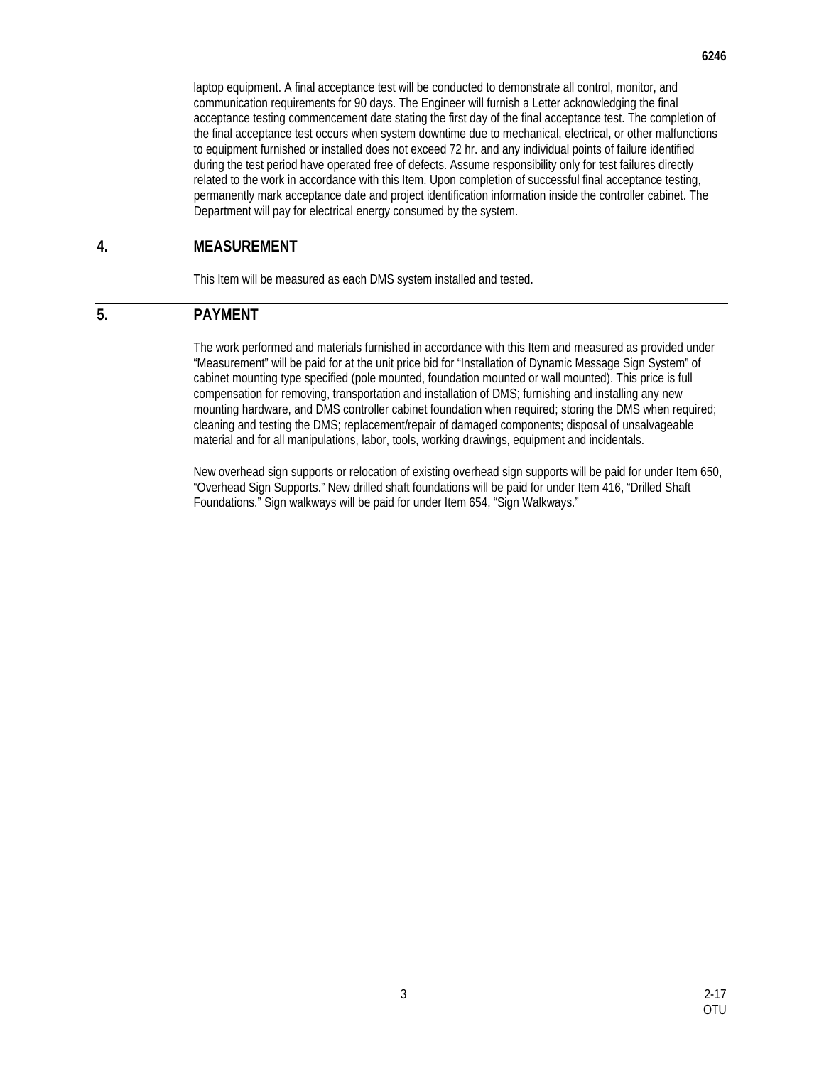laptop equipment. A final acceptance test will be conducted to demonstrate all control, monitor, and communication requirements for 90 days. The Engineer will furnish a Letter acknowledging the final acceptance testing commencement date stating the first day of the final acceptance test. The completion of the final acceptance test occurs when system downtime due to mechanical, electrical, or other malfunctions to equipment furnished or installed does not exceed 72 hr. and any individual points of failure identified during the test period have operated free of defects. Assume responsibility only for test failures directly related to the work in accordance with this Item. Upon completion of successful final acceptance testing, permanently mark acceptance date and project identification information inside the controller cabinet. The Department will pay for electrical energy consumed by the system.

## 4. MEASUREMENT

This Item will be measured as each DMS system installed and tested.

## 5. PAYMENT

The work performed and materials furnished in accordance with this Item and measured as provided under "Measurement" will be paid for at the unit price bid for "Installation of Dynamic Message Sign System" of cabinet mounting type specified (pole mounted, foundation mounted or wall mounted). This price is full compensation for removing, transportation and installation of DMS; furnishing and installing any new mounting hardware, and DMS controller cabinet foundation when required; storing the DMS when required; cleaning and testing the DMS; replacement/repair of damaged components; disposal of unsalvageable material and for all manipulations, labor, tools, working drawings, equipment and incidentals.

New overhead sign supports or relocation of existing overhead sign supports will be paid for under Item 650, "Overhead Sign Supports." New drilled shaft foundations will be paid for under Item 416, "Drilled Shaft Foundations." Sign walkways will be paid for under Item 654, "Sign Walkways."